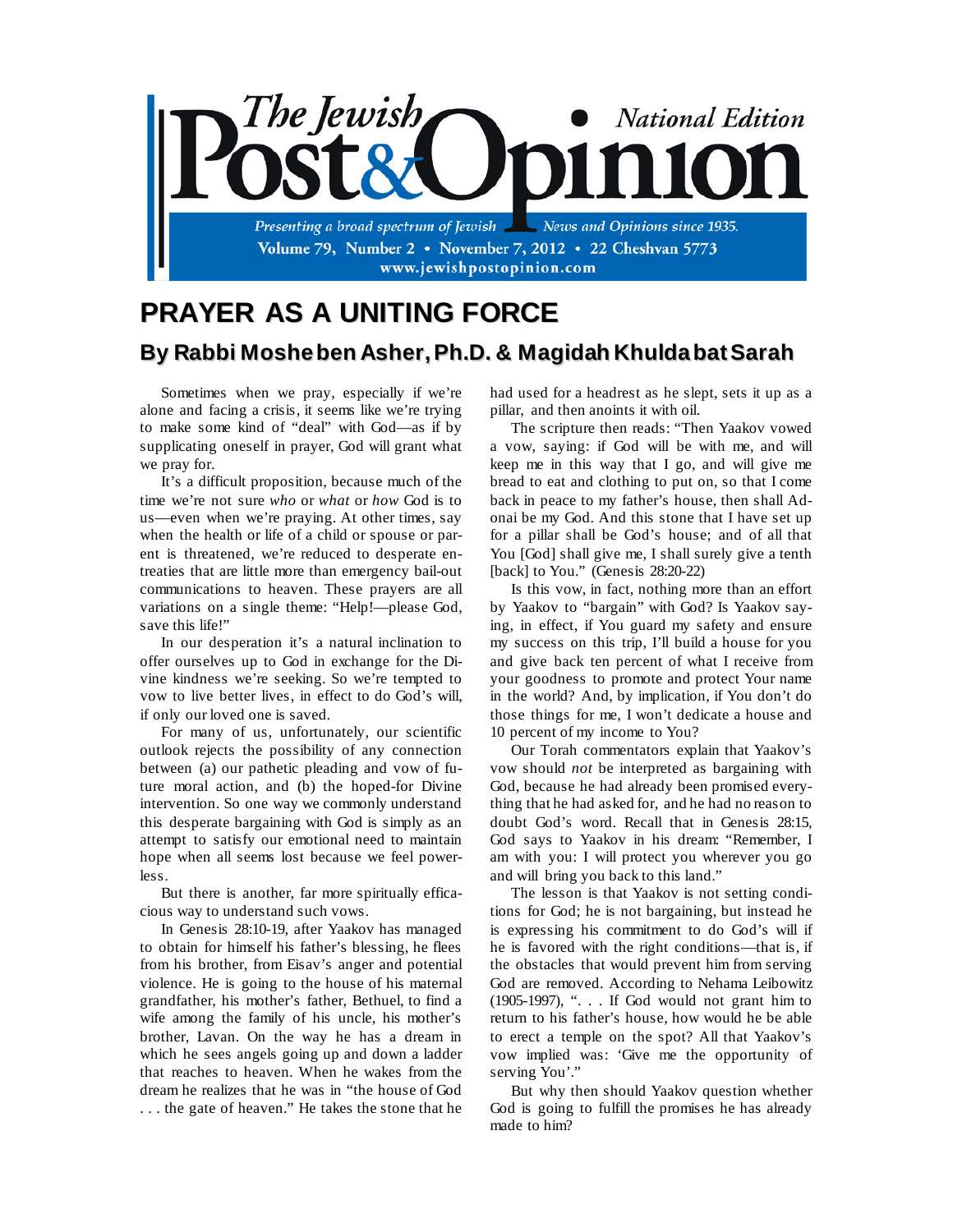# PRAYER AS A UNITING FORCE

## By Rabbi Moshe ben Asher, Ph.D. & Magidah Khulda bat Sarah

Sometimes when we pray, especially if we're alone and facing a crisis, it seems like we're trying to make some kind of "deal" with God—as if by supplicating oneself in prayer, God will grant what we pray for.

It's a difficult proposition, because much of the time we're not sure *who* or *what* or *how* God is to us—even when we're praying. At other times, say when the health or life of a child or spouse or parent is threatened, we're reduced to desperate entreaties that are little more than emergency bail-out communications to heaven. These prayers are all variations on a single theme: "Help!—please God, save this life!"

In our desperation it's a natural inclination to offer ourselves up to God in exchange for the Divine kindness we're seeking. So we're tempted to vow to live better lives, in effect to do God's will, if only our loved one is saved.

For many of us, unfortunately, our scientific outlook rejects the possibility of any connection between (a) our pathetic pleading and vow of future moral action, and (b) the hoped-for Divine intervention. So one way we commonly understand this desperate bargaining with God is simply as an attempt to satisfy our emotional need to maintain hope when all seems lost because we feel powerless.

But there is another, far more spiritually efficacious way to understand such vows.

In Genesis 28:10-19, after Yaakov has managed to obtain for himself his father's blessing, he flees from his brother, from Eisav's anger and potential violence. He is going to the house of his maternal grandfather, his mother's father, Bethuel, to find a wife among the family of his uncle, his mother's brother, Lavan. On the way he has a dream in which he sees angels going up and down a ladder that reaches to heaven. When he wakes from the dream he realizes that he was in "the house of God . . . the gate of heaven." He takes the stone that he had used for a headrest as he slept, sets it up as a pillar, and then anoints it with oil.

The scripture then reads: "Then Yaakov vowed a vow, saying: if God will be with me, and will keep me in this way that I go, and will give me bread to eat and clothing to put on, so that I come back in peace to my father's house, then shall Adonai be my God. And this stone that I have set up for a pillar shall be God's house; and of all that You [God] shall give me, I shall surely give a tenth [back] to You." (Genesis 28:20-22)

Is this vow, in fact, nothing more than an effort by Yaakov to "bargain" with God? Is Yaakov saying, in effect, if You guard my safety and ensure my success on this trip, I'll build a house for you and give back ten percent of what I receive from your goodness to promote and protect Your name in the world? And, by implication, if You don't do those things for me, I won't dedicate a house and 10 percent of my income to You?

Our Torah commentators explain that Yaakov's vow should *not* be interpreted as bargaining with God, because he had already been promised everything that he had asked for, and he had no reason to doubt God's word. Recall that in Genesis 28:15, God says to Yaakov in his dream: "Remember, I am with you: I will protect you wherever you go and will bring you back to this land."

The lesson is that Yaakov is not setting conditions for God; he is not bargaining, but instead he is expressing his commitment to do God's will if he is favored with the right conditions—that is, if the obstacles that would prevent him from serving God are removed. According to Nehama Leibowitz (1905-1997), ". . . If God would not grant him to return to his father's house, how would he be able to erect a temple on the spot? All that Yaakov's vow implied was: 'Give me the opportunity of serving You'."

But why then should Yaakov question whether God is going to fulfill the promises he has already made to him?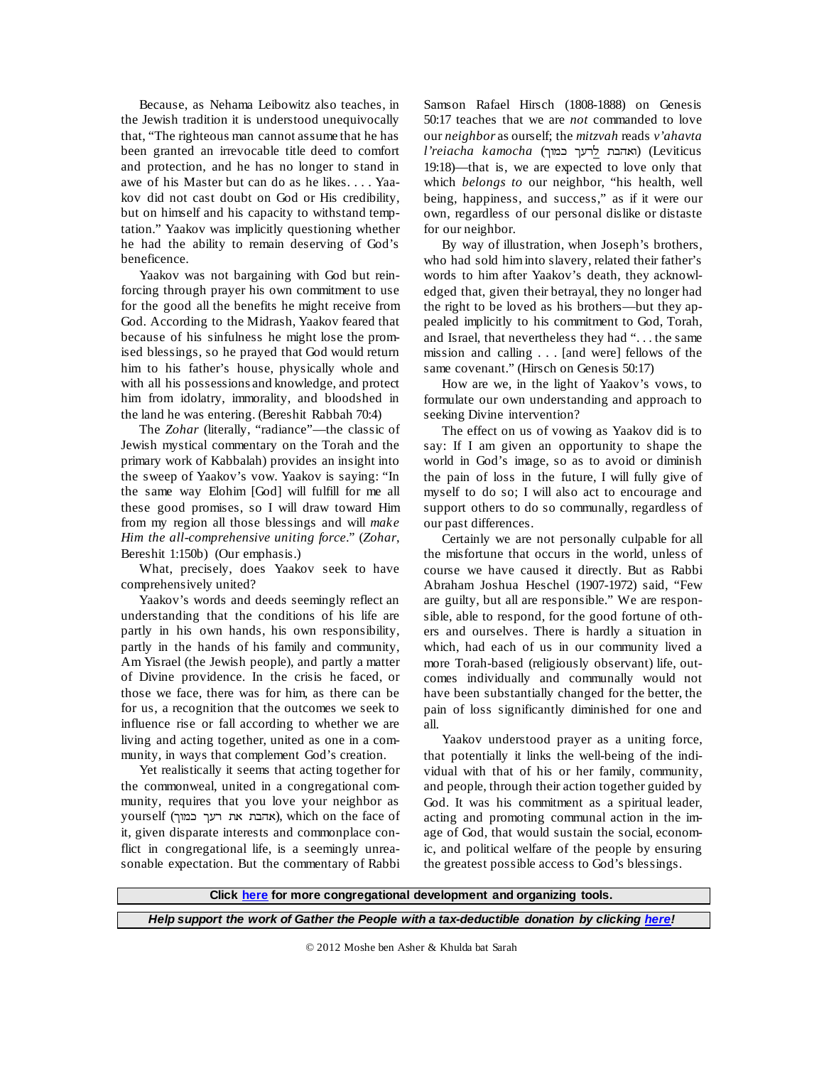Because, as Nehama Leibowitz also teaches, in the Jewish tradition it is understood unequivocally that, "The righteous man cannot assume that he has been granted an irrevocable title deed to comfort and protection, and he has no longer to stand in awe of his Master but can do as he likes. . . . Yaakov did not cast doubt on God or His credibility, but on himself and his capacity to withstand temptation." Yaakov was implicitly questioning whether he had the ability to remain deserving of God's beneficence.

Yaakov was not bargaining with God but reinforcing through prayer his own commitment to use for the good all the benefits he might receive from God. According to the Midrash, Yaakov feared that because of his sinfulness he might lose the promised blessings, so he prayed that God would return him to his father's house, physically whole and with all his possessions and knowledge, and protect him from idolatry, immorality, and bloodshed in the land he was entering. (Bereshit Rabbah 70:4)

The *Zohar* (literally, "radiance"—the classic of Jewish mystical commentary on the Torah and the primary work of Kabbalah) provides an insight into the sweep of Yaakov's vow. Yaakov is saying: "In the same way Elohim [God] will fulfill for me all these good promises, so I will draw toward Him from my region all those blessings and will *make Him the all-comprehensive uniting force*." (*Zohar*, Bereshit 1:150b) (Our emphasis.)

What, precisely, does Yaakov seek to have comprehensively united?

Yaakov's words and deeds seemingly reflect an understanding that the conditions of his life are partly in his own hands, his own responsibility, partly in the hands of his family and community, Am Yisrael (the Jewish people), and partly a matter of Divine providence. In the crisis he faced, or those we face, there was for him, as there can be for us, a recognition that the outcomes we seek to influence rise or fall according to whether we are living and acting together, united as one in a community, in ways that complement God's creation.

Yet realistically it seems that acting together for the commonweal, united in a congregational community, requires that you love your neighbor as yourself (אהבת את רעך כמוך), which on the face of it, given disparate interests and commonplace conflict in congregational life, is a seemingly unreasonable expectation. But the commentary of Rabbi Samson Rafael Hirsch (1808-1888) on Genesis 50:17 teaches that we are *not* commanded to love our *neighbor* as ourself; the *mitzvah* reads *v'ahavta l'reiacha kamocha* (ואהבת לְרֵעך כמוך) (Leviticus 19:18)—that is, we are expected to love only that which *belongs to* our neighbor, "his health, well being, happiness, and success," as if it were our own, regardless of our personal dislike or distaste for our neighbor.

By way of illustration, when Joseph's brothers, who had sold him into slavery, related their father's words to him after Yaakov's death, they acknowledged that, given their betrayal, they no longer had the right to be loved as his brothers—but they appealed implicitly to his commitment to God, Torah, and Israel, that nevertheless they had ". . . the same mission and calling . . . [and were] fellows of the same covenant." (Hirsch on Genesis 50:17)

How are we, in the light of Yaakov's vows, to formulate our own understanding and approach to seeking Divine intervention?

The effect on us of vowing as Yaakov did is to say: If I am given an opportunity to shape the world in God's image, so as to avoid or diminish the pain of loss in the future, I will fully give of myself to do so; I will also act to encourage and support others to do so communally, regardless of our past differences.

Certainly we are not personally culpable for all the misfortune that occurs in the world, unless of course we have caused it directly. But as Rabbi Abraham Joshua Heschel (1907-1972) said, "Few are guilty, but all are responsible." We are responsible, able to respond, for the good fortune of others and ourselves. There is hardly a situation in which, had each of us in our community lived a more Torah-based (religiously observant) life, outcomes individually and communally would not have been substantially changed for the better, the pain of loss significantly diminished for one and all.

Yaakov understood prayer as a uniting force, that potentially it links the well-being of the individual with that of his or her family, community, and people, through their action together guided by God. It was his commitment as a spiritual leader, acting and promoting communal action in the image of God, that would sustain the social, economic, and political welfare of the people by ensuring the greatest possible access to God's blessings.

**Click here for more congregational development and organizing tools.**

***Help support the work of Gather the People with a tax-deductible donation by clicking here!***

© 2012 Moshe ben Asher & Khulda bat Sarah